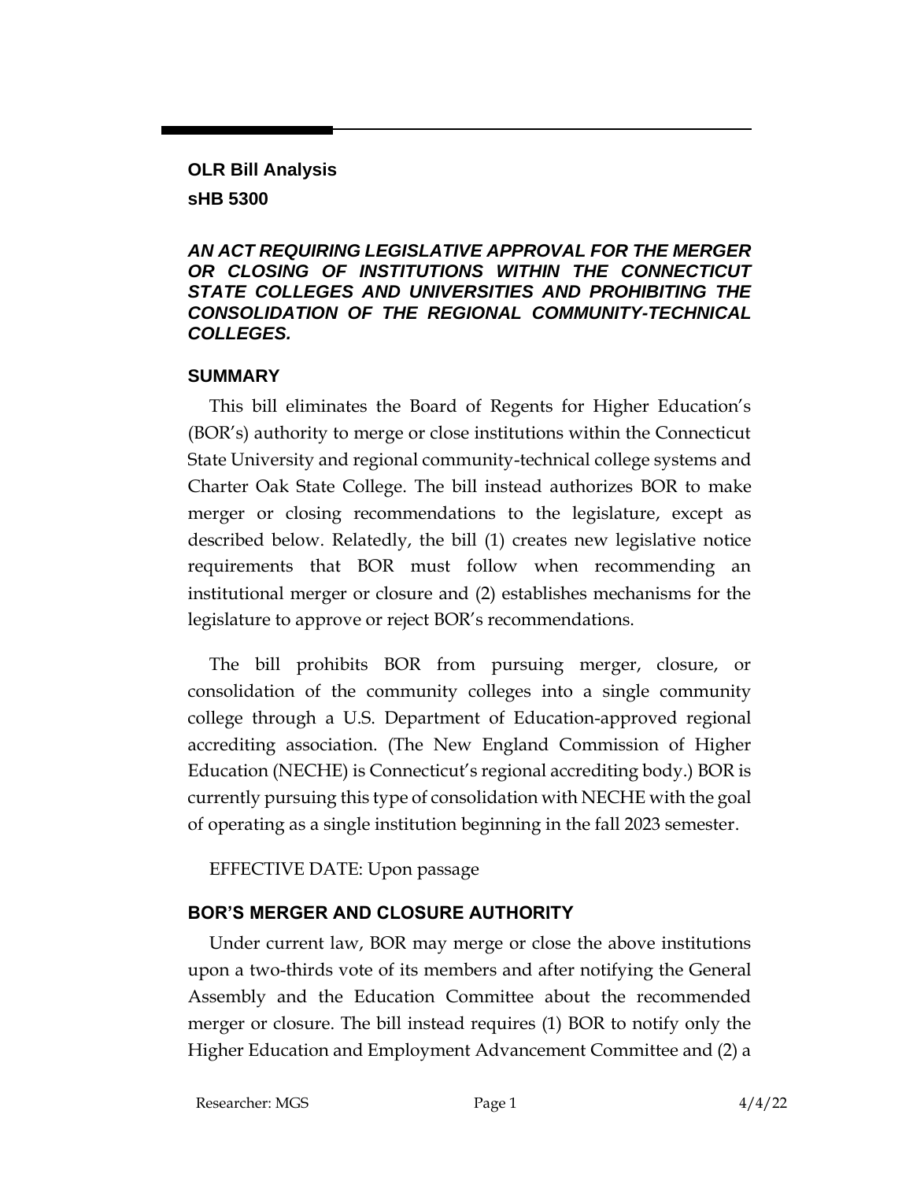**OLR Bill Analysis**

**sHB 5300**

***AN ACT REQUIRING LEGISLATIVE APPROVAL FOR THE MERGER OR CLOSING OF INSTITUTIONS WITHIN THE CONNECTICUT STATE COLLEGES AND UNIVERSITIES AND PROHIBITING THE CONSOLIDATION OF THE REGIONAL COMMUNITY-TECHNICAL COLLEGES.***

## SUMMARY

This bill eliminates the Board of Regents for Higher Education's (BOR's) authority to merge or close institutions within the Connecticut State University and regional community-technical college systems and Charter Oak State College. The bill instead authorizes BOR to make merger or closing recommendations to the legislature, except as described below. Relatedly, the bill (1) creates new legislative notice requirements that BOR must follow when recommending an institutional merger or closure and (2) establishes mechanisms for the legislature to approve or reject BOR's recommendations.

The bill prohibits BOR from pursuing merger, closure, or consolidation of the community colleges into a single community college through a U.S. Department of Education-approved regional accrediting association. (The New England Commission of Higher Education (NECHE) is Connecticut's regional accrediting body.) BOR is currently pursuing this type of consolidation with NECHE with the goal of operating as a single institution beginning in the fall 2023 semester.

EFFECTIVE DATE: Upon passage

## BOR'S MERGER AND CLOSURE AUTHORITY

Under current law, BOR may merge or close the above institutions upon a two-thirds vote of its members and after notifying the General Assembly and the Education Committee about the recommended merger or closure. The bill instead requires (1) BOR to notify only the Higher Education and Employment Advancement Committee and (2) a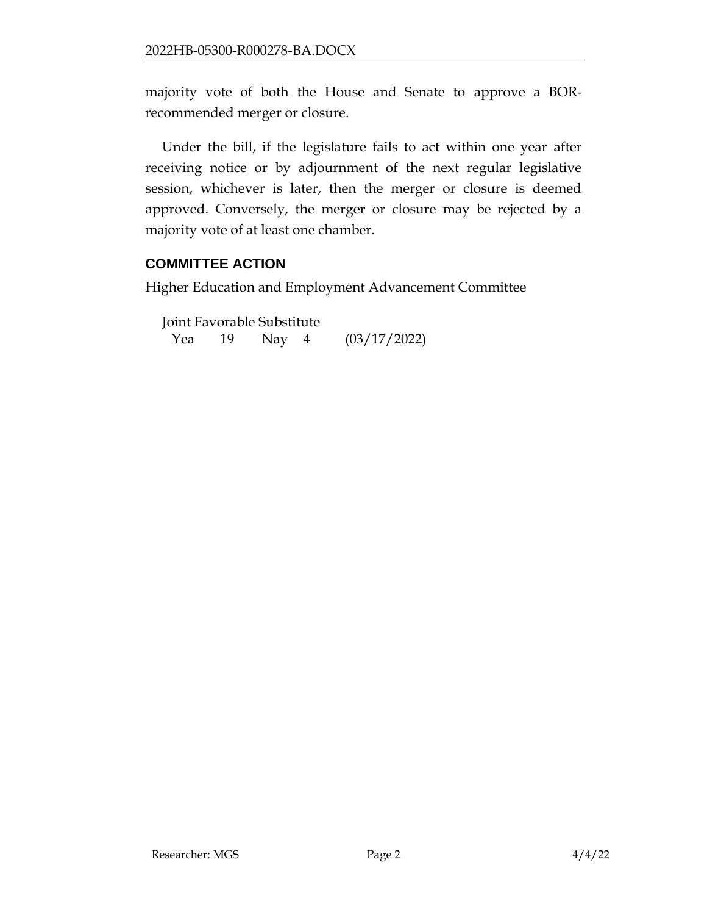majority vote of both the House and Senate to approve a BOR-recommended merger or closure.

Under the bill, if the legislature fails to act within one year after receiving notice or by adjournment of the next regular legislative session, whichever is later, then the merger or closure is deemed approved. Conversely, the merger or closure may be rejected by a majority vote of at least one chamber.

## COMMITTEE ACTION

Higher Education and Employment Advancement Committee

Joint Favorable Substitute
Yea 19 Nay 4 (03/17/2022)